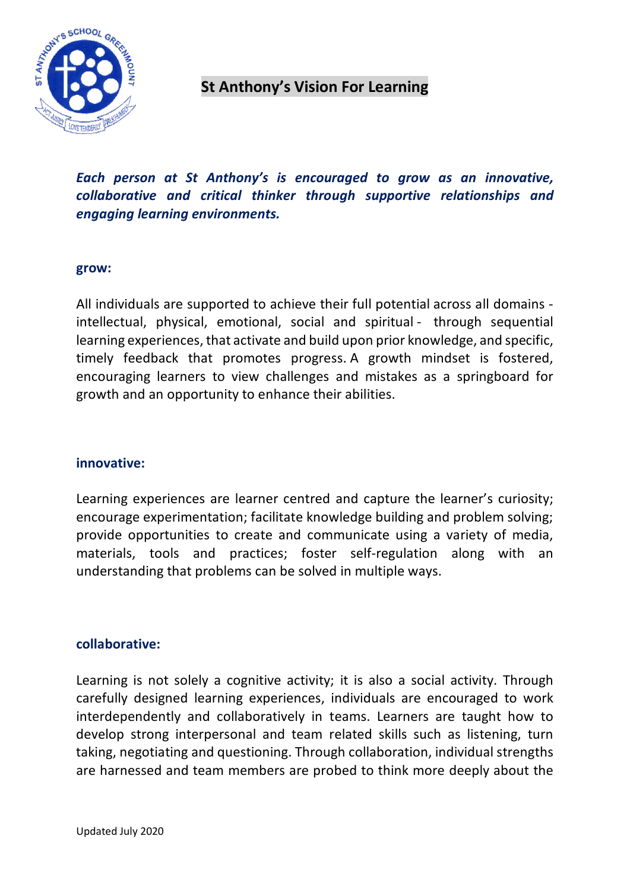# St Anthony's Vision For Learning

***Each person at St Anthony's is encouraged to grow as an innovative, collaborative and critical thinker through supportive relationships and engaging learning environments.***

**grow:**

All individuals are supported to achieve their full potential across all domains - intellectual, physical, emotional, social and spiritual - through sequential learning experiences, that activate and build upon prior knowledge, and specific, timely feedback that promotes progress. A growth mindset is fostered, encouraging learners to view challenges and mistakes as a springboard for growth and an opportunity to enhance their abilities.

**innovative:**

Learning experiences are learner centred and capture the learner's curiosity; encourage experimentation; facilitate knowledge building and problem solving; provide opportunities to create and communicate using a variety of media, materials, tools and practices; foster self-regulation along with an understanding that problems can be solved in multiple ways.

**collaborative:**

Learning is not solely a cognitive activity; it is also a social activity. Through carefully designed learning experiences, individuals are encouraged to work interdependently and collaboratively in teams. Learners are taught how to develop strong interpersonal and team related skills such as listening, turn taking, negotiating and questioning. Through collaboration, individual strengths are harnessed and team members are probed to think more deeply about the

Updated July 2020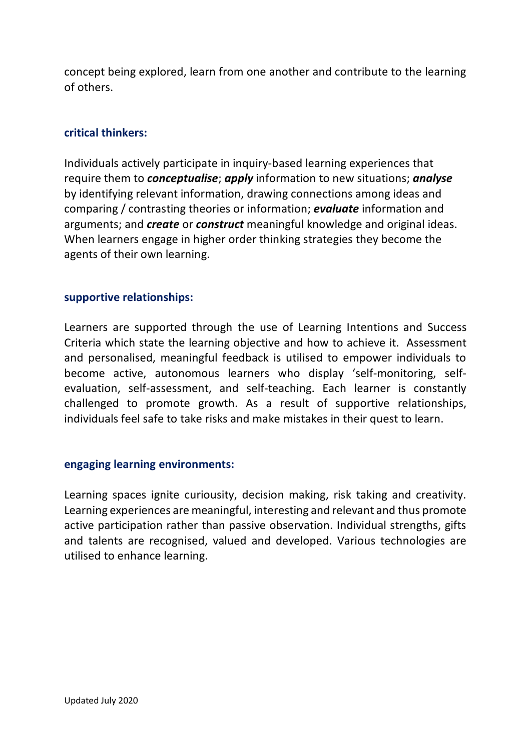concept being explored, learn from one another and contribute to the learning of others.

**critical thinkers:**

Individuals actively participate in inquiry-based learning experiences that require them to ***conceptualise***; ***apply*** information to new situations; ***analyse*** by identifying relevant information, drawing connections among ideas and comparing / contrasting theories or information; ***evaluate*** information and arguments; and ***create*** or ***construct*** meaningful knowledge and original ideas. When learners engage in higher order thinking strategies they become the agents of their own learning.

**supportive relationships:**

Learners are supported through the use of Learning Intentions and Success Criteria which state the learning objective and how to achieve it. Assessment and personalised, meaningful feedback is utilised to empower individuals to become active, autonomous learners who display 'self-monitoring, self-evaluation, self-assessment, and self-teaching. Each learner is constantly challenged to promote growth. As a result of supportive relationships, individuals feel safe to take risks and make mistakes in their quest to learn.

**engaging learning environments:**

Learning spaces ignite curiousity, decision making, risk taking and creativity. Learning experiences are meaningful, interesting and relevant and thus promote active participation rather than passive observation. Individual strengths, gifts and talents are recognised, valued and developed. Various technologies are utilised to enhance learning.

Updated July 2020